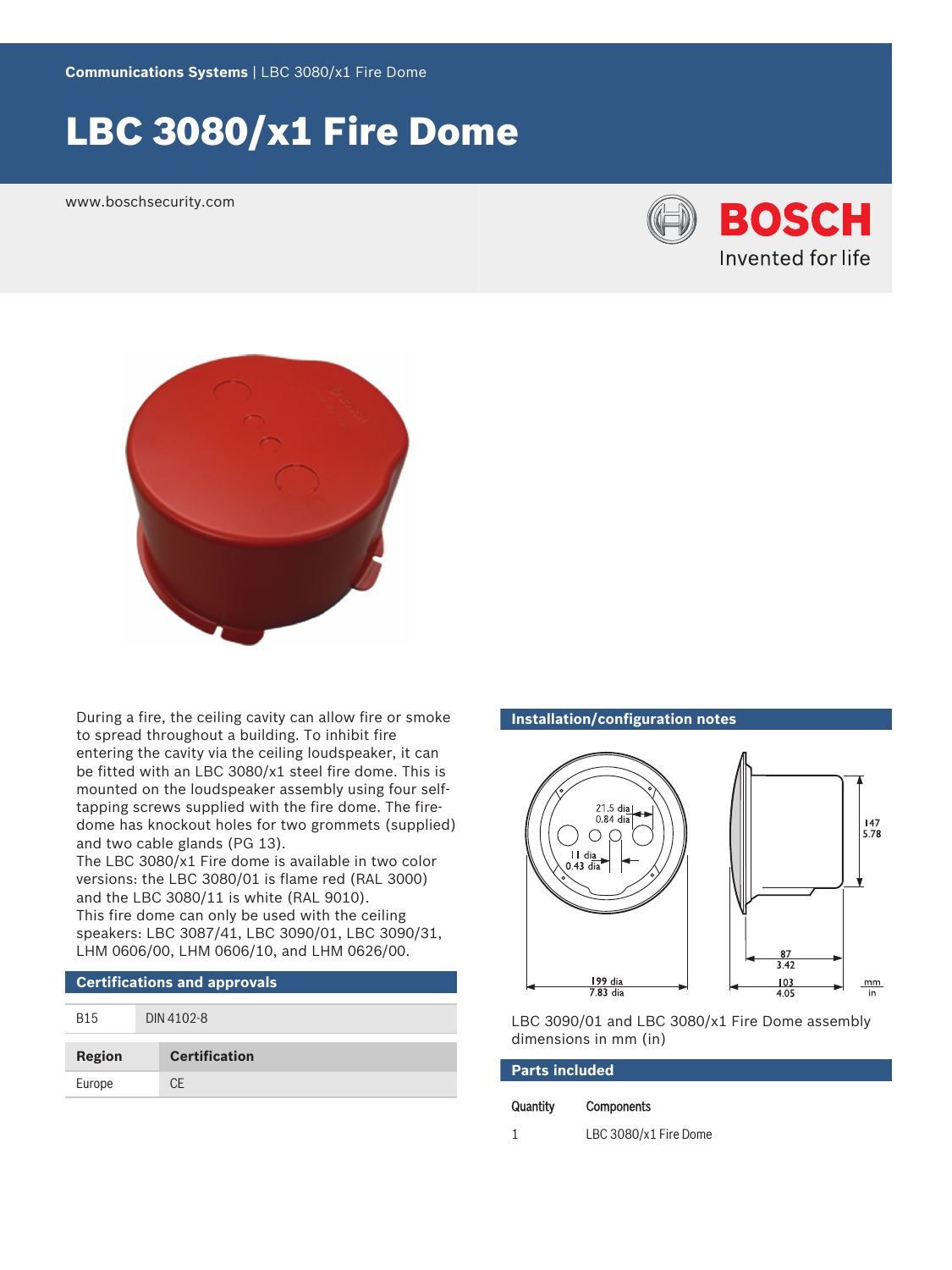# LBC 3080/x1 Fire Dome

www.boschsecurity.com

During a fire, the ceiling cavity can allow fire or smoke to spread throughout a building. To inhibit fire entering the cavity via the ceiling loudspeaker, it can be fitted with an LBC 3080/x1 steel fire dome. This is mounted on the loudspeaker assembly using four self-tapping screws supplied with the fire dome. The fire-dome has knockout holes for two grommets (supplied) and two cable glands (PG 13).

The LBC 3080/x1 Fire dome is available in two color versions: the LBC 3080/01 is flame red (RAL 3000) and the LBC 3080/11 is white (RAL 9010).

This fire dome can only be used with the ceiling speakers: LBC 3087/41, LBC 3090/01, LBC 3090/31, LHM 0606/00, LHM 0606/10, and LHM 0626/00.

## Certifications and approvals

| B15 | DIN 4102-8 |
|---|---|

| Region | Certification |
|---|---|
| Europe | CE |

## Installation/configuration notes

LBC 3090/01 and LBC 3080/x1 Fire Dome assembly dimensions in mm (in)

## Parts included

| Quantity | Components |
|---|---|
| 1 | LBC 3080/x1 Fire Dome |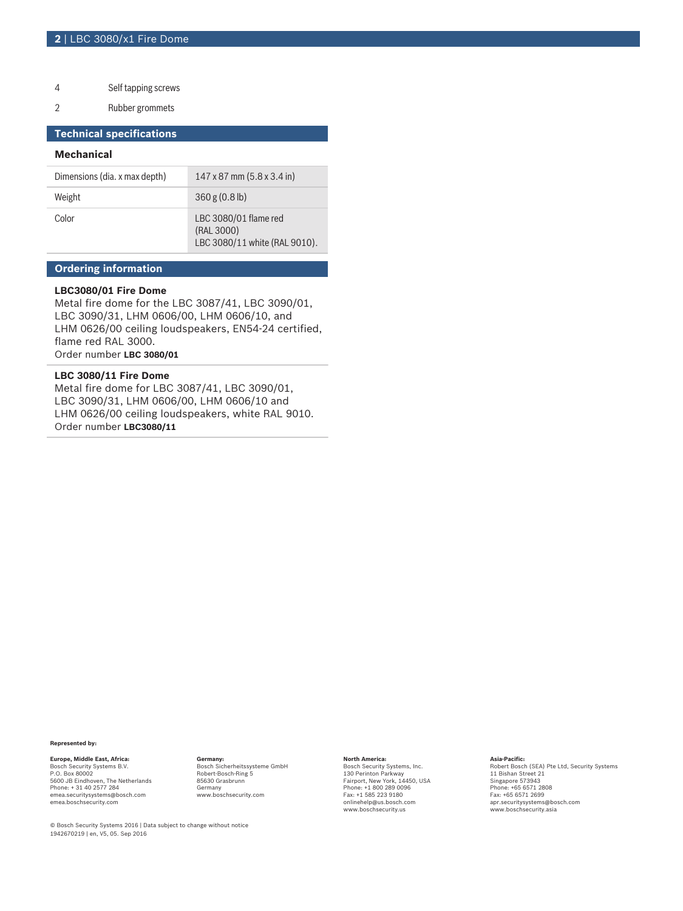| | |
|---|---|
| 4 | Self tapping screws |
| 2 | Rubber grommets |

## Technical specifications

### Mechanical

| | |
|---|---|
| Dimensions (dia. x max depth) | 147 x 87 mm (5.8 x 3.4 in) |
| Weight | 360 g (0.8 lb) |
| Color | LBC 3080/01 flame red (RAL 3000) LBC 3080/11 white (RAL 9010). |

## Ordering information

**LBC3080/01 Fire Dome**
Metal fire dome for the LBC 3087/41, LBC 3090/01, LBC 3090/31, LHM 0606/00, LHM 0606/10, and LHM 0626/00 ceiling loudspeakers, EN54-24 certified, flame red RAL 3000.
Order number **LBC 3080/01**

**LBC 3080/11 Fire Dome**
Metal fire dome for LBC 3087/41, LBC 3090/01, LBC 3090/31, LHM 0606/00, LHM 0606/10 and LHM 0626/00 ceiling loudspeakers, white RAL 9010.
Order number **LBC3080/11**

**Represented by:**

**Europe, Middle East, Africa:**
Bosch Security Systems B.V.
P.O. Box 80002
5600 JB Eindhoven, The Netherlands
Phone: + 31 40 2577 284
emea.securitysystems@bosch.com
emea.boschsecurity.com

**Germany:**
Bosch Sicherheitssysteme GmbH
Robert-Bosch-Ring 5
85630 Grasbrunn
Germany
www.boschsecurity.com

**North America:**
Bosch Security Systems, Inc.
130 Perinton Parkway
Fairport, New York, 14450, USA
Phone: +1 800 289 0096
Fax: +1 585 223 9180
onlinehelp@us.bosch.com
www.boschsecurity.us

**Asia-Pacific:**
Robert Bosch (SEA) Pte Ltd, Security Systems
11 Bishan Street 21
Singapore 573943
Phone: +65 6571 2808
Fax: +65 6571 2699
apr.securitysystems@bosch.com
www.boschsecurity.asia

© Bosch Security Systems 2016 | Data subject to change without notice
1942670219 | en, V5, 05. Sep 2016